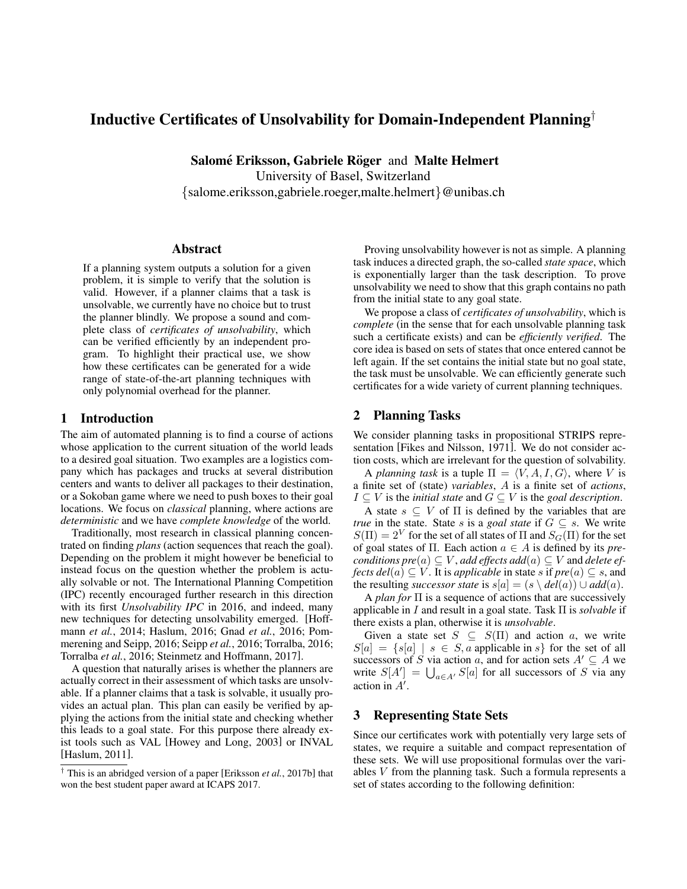# Inductive Certificates of Unsolvability for Domain-Independent Planning[†]

**Salomé Eriksson, Gabriele Röger** and **Malte Helmert**
University of Basel, Switzerland
{salome.eriksson,gabriele.roeger,malte.helmert}@unibas.ch

## Abstract

If a planning system outputs a solution for a given problem, it is simple to verify that the solution is valid. However, if a planner claims that a task is unsolvable, we currently have no choice but to trust the planner blindly. We propose a sound and complete class of *certificates of unsolvability*, which can be verified efficiently by an independent program. To highlight their practical use, we show how these certificates can be generated for a wide range of state-of-the-art planning techniques with only polynomial overhead for the planner.

## 1 Introduction

The aim of automated planning is to find a course of actions whose application to the current situation of the world leads to a desired goal situation. Two examples are a logistics company which has packages and trucks at several distribution centers and wants to deliver all packages to their destination, or a Sokoban game where we need to push boxes to their goal locations. We focus on *classical* planning, where actions are *deterministic* and we have *complete knowledge* of the world.

Traditionally, most research in classical planning concentrated on finding *plans* (action sequences that reach the goal). Depending on the problem it might however be beneficial to instead focus on the question whether the problem is actually solvable or not. The International Planning Competition (IPC) recently encouraged further research in this direction with its first *Unsolvability IPC* in 2016, and indeed, many new techniques for detecting unsolvability emerged. [Hoffmann *et al.*, 2014; Haslum, 2016; Gnad *et al.*, 2016; Pommerening and Seipp, 2016; Seipp *et al.*, 2016; Torralba, 2016; Torralba *et al.*, 2016; Steinmetz and Hoffmann, 2017].

A question that naturally arises is whether the planners are actually correct in their assessment of which tasks are unsolvable. If a planner claims that a task is solvable, it usually provides an actual plan. This plan can easily be verified by applying the actions from the initial state and checking whether this leads to a goal state. For this purpose there already exist tools such as VAL [Howey and Long, 2003] or INVAL [Haslum, 2011].

[†] This is an abridged version of a paper [Eriksson *et al.*, 2017b] that won the best student paper award at ICAPS 2017.

Proving unsolvability however is not as simple. A planning task induces a directed graph, the so-called *state space*, which is exponentially larger than the task description. To prove unsolvability we need to show that this graph contains no path from the initial state to any goal state.

We propose a class of *certificates of unsolvability*, which is *complete* (in the sense that for each unsolvable planning task such a certificate exists) and can be *efficiently verified*. The core idea is based on sets of states that once entered cannot be left again. If the set contains the initial state but no goal state, the task must be unsolvable. We can efficiently generate such certificates for a wide variety of current planning techniques.

## 2 Planning Tasks

We consider planning tasks in propositional STRIPS representation [Fikes and Nilsson, 1971]. We do not consider action costs, which are irrelevant for the question of solvability.

A *planning task* is a tuple $\Pi = \langle V, A, I, G \rangle$, where $V$ is a finite set of (state) *variables*, $A$ is a finite set of *actions*, $I \subseteq V$ is the *initial state* and $G \subseteq V$ is the *goal description*.

A state $s \subseteq V$ of $\Pi$ is defined by the variables that are *true* in the state. State $s$ is a *goal state* if $G \subseteq s$. We write $S(\Pi) = 2^V$ for the set of all states of $\Pi$ and $S_G(\Pi)$ for the set of goal states of $\Pi$. Each action $a \in A$ is defined by its *preconditions* $pre(a) \subseteq V$, *add effects* $add(a) \subseteq V$ and *delete effects* $del(a) \subseteq V$. It is *applicable* in state $s$ if $pre(a) \subseteq s$, and the resulting *successor state* is $s[a] = (s \setminus del(a)) \cup add(a)$.

A *plan for* $\Pi$ is a sequence of actions that are successively applicable in $I$ and result in a goal state. Task $\Pi$ is *solvable* if there exists a plan, otherwise it is *unsolvable*.

Given a state set $S \subseteq S(\Pi)$ and action $a$, we write $S[a] = \{s[a] \mid s \in S, a \text{ applicable in } s\}$ for the set of all successors of $S$ via action $a$, and for action sets $A' \subseteq A$ we write $S[A'] = \bigcup_{a \in A'} S[a]$ for all successors of $S$ via any action in $A'$.

## 3 Representing State Sets

Since our certificates work with potentially very large sets of states, we require a suitable and compact representation of these sets. We will use propositional formulas over the variables $V$ from the planning task. Such a formula represents a set of states according to the following definition: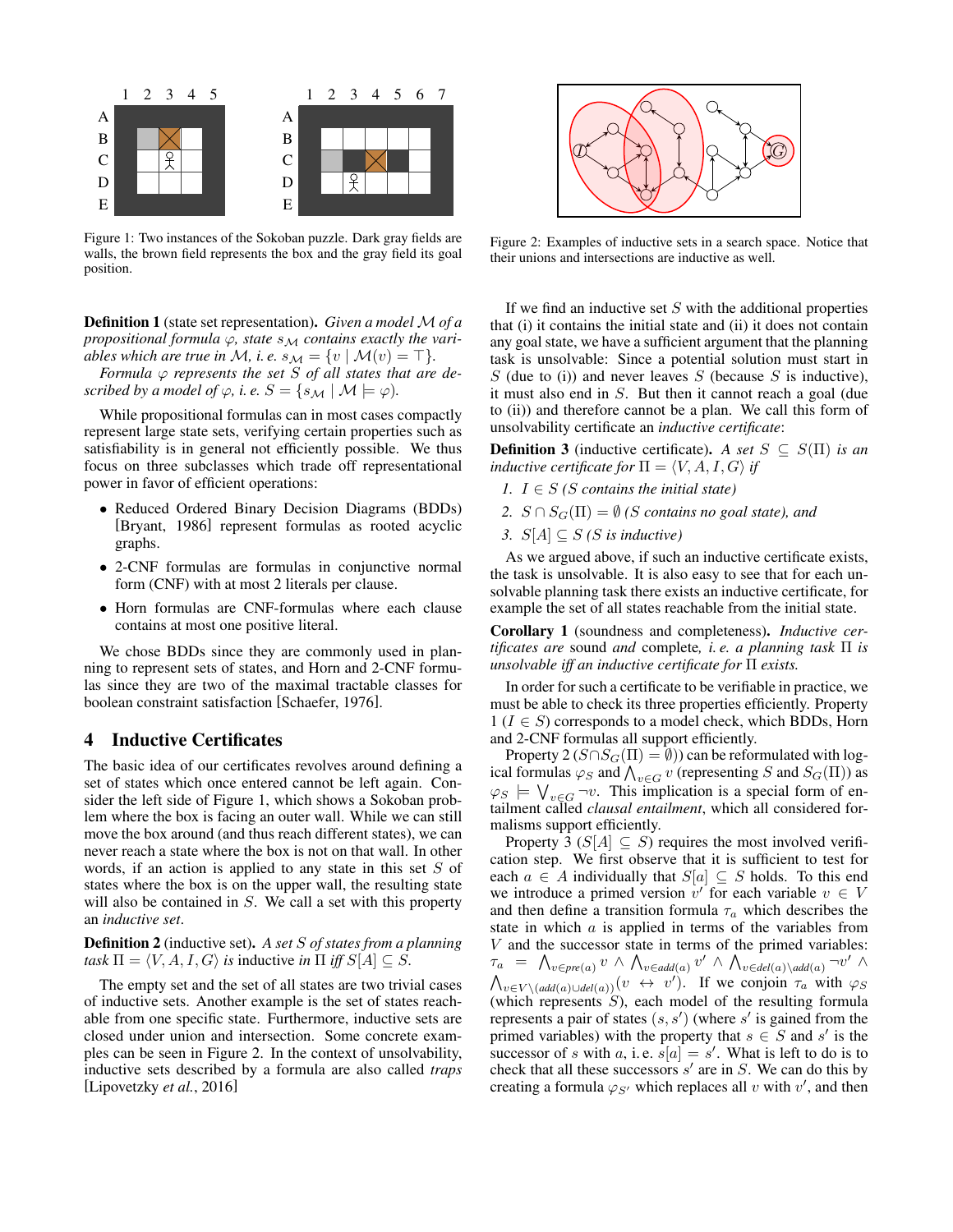Figure 1: Two instances of the Sokoban puzzle. Dark gray fields are walls, the brown field represents the box and the gray field its goal position.

Figure 2: Examples of inductive sets in a search space. Notice that their unions and intersections are inductive as well.

**Definition 1** (state set representation). *Given a model $\mathcal{M}$ of a propositional formula $\varphi$, state $s_\mathcal{M}$ contains exactly the variables which are true in $\mathcal{M}$, i. e. $s_\mathcal{M} = \{v \mid \mathcal{M}(v) = \top\}$.*

*Formula $\varphi$ represents the set $S$ of all states that are described by a model of $\varphi$, i. e. $S = \{s_\mathcal{M} \mid \mathcal{M} \models \varphi\}$.*

While propositional formulas can in most cases compactly represent large state sets, verifying certain properties such as satisfiability is in general not efficiently possible. We thus focus on three subclasses which trade off representational power in favor of efficient operations:

- Reduced Ordered Binary Decision Diagrams (BDDs) [Bryant, 1986] represent formulas as rooted acyclic graphs.
- 2-CNF formulas are formulas in conjunctive normal form (CNF) with at most 2 literals per clause.
- Horn formulas are CNF-formulas where each clause contains at most one positive literal.

We chose BDDs since they are commonly used in planning to represent sets of states, and Horn and 2-CNF formulas since they are two of the maximal tractable classes for boolean constraint satisfaction [Schaefer, 1976].

## 4 Inductive Certificates

The basic idea of our certificates revolves around defining a set of states which once entered cannot be left again. Consider the left side of Figure 1, which shows a Sokoban problem where the box is facing an outer wall. While we can still move the box around (and thus reach different states), we can never reach a state where the box is not on that wall. In other words, if an action is applied to any state in this set $S$ of states where the box is on the upper wall, the resulting state will also be contained in $S$. We call a set with this property an *inductive set*.

**Definition 2** (inductive set). *A set $S$ of states from a planning task $\Pi = \langle V, A, I, G \rangle$ is* inductive *in $\Pi$ iff $S[A] \subseteq S$.*

The empty set and the set of all states are two trivial cases of inductive sets. Another example is the set of states reachable from one specific state. Furthermore, inductive sets are closed under union and intersection. Some concrete examples can be seen in Figure 2. In the context of unsolvability, inductive sets described by a formula are also called *traps* [Lipovetzky *et al.*, 2016]

If we find an inductive set $S$ with the additional properties that (i) it contains the initial state and (ii) it does not contain any goal state, we have a sufficient argument that the planning task is unsolvable: Since a potential solution must start in $S$ (due to (i)) and never leaves $S$ (because $S$ is inductive), it must also end in $S$. But then it cannot reach a goal (due to (ii)) and therefore cannot be a plan. We call this form of unsolvability certificate an *inductive certificate*:

**Definition 3** (inductive certificate). *A set $S \subseteq S(\Pi)$ is an inductive certificate for $\Pi = \langle V, A, I, G \rangle$ if*

1. *$I \in S$ ($S$ contains the initial state)*
2. *$S \cap S_G(\Pi) = \emptyset$ ($S$ contains no goal state), and*
3. *$S[A] \subseteq S$ ($S$ is inductive)*

As we argued above, if such an inductive certificate exists, the task is unsolvable. It is also easy to see that for each unsolvable planning task there exists an inductive certificate, for example the set of all states reachable from the initial state.

**Corollary 1** (soundness and completeness). *Inductive certificates are* sound *and* complete*, i. e. a planning task $\Pi$ is unsolvable iff an inductive certificate for $\Pi$ exists.*

In order for such a certificate to be verifiable in practice, we must be able to check its three properties efficiently. Property 1 ($I \in S$) corresponds to a model check, which BDDs, Horn and 2-CNF formulas all support efficiently.

Property 2 ($S \cap S_G(\Pi) = \emptyset$) can be reformulated with logical formulas $\varphi_S$ and $\bigwedge_{v \in G} v$ (representing $S$ and $S_G(\Pi)$) as $\varphi_S \models \bigvee_{v \in G} \neg v$. This implication is a special form of entailment called *clausal entailment*, which all considered formalisms support efficiently.

Property 3 ($S[A] \subseteq S$) requires the most involved verification step. We first observe that it is sufficient to test for each $a \in A$ individually that $S[a] \subseteq S$ holds. To this end we introduce a primed version $v'$ for each variable $v \in V$ and then define a transition formula $\tau_a$ which describes the state in which $a$ is applied in terms of the variables from $V$ and the successor state in terms of the primed variables: $\tau_a = \bigwedge_{v \in pre(a)} v \wedge \bigwedge_{v \in add(a)} v' \wedge \bigwedge_{v \in del(a) \setminus add(a)} \neg v' \wedge \bigwedge_{v \in V \setminus (add(a) \cup del(a))} (v \leftrightarrow v')$. If we conjoin $\tau_a$ with $\varphi_S$ (which represents $S$), each model of the resulting formula represents a pair of states $(s, s')$ (where $s'$ is gained from the primed variables) with the property that $s \in S$ and $s'$ is the successor of $s$ with $a$, i. e. $s[a] = s'$. What is left to do is to check that all these successors $s'$ are in $S$. We can do this by creating a formula $\varphi_{S'}$ which replaces all $v$ with $v'$, and then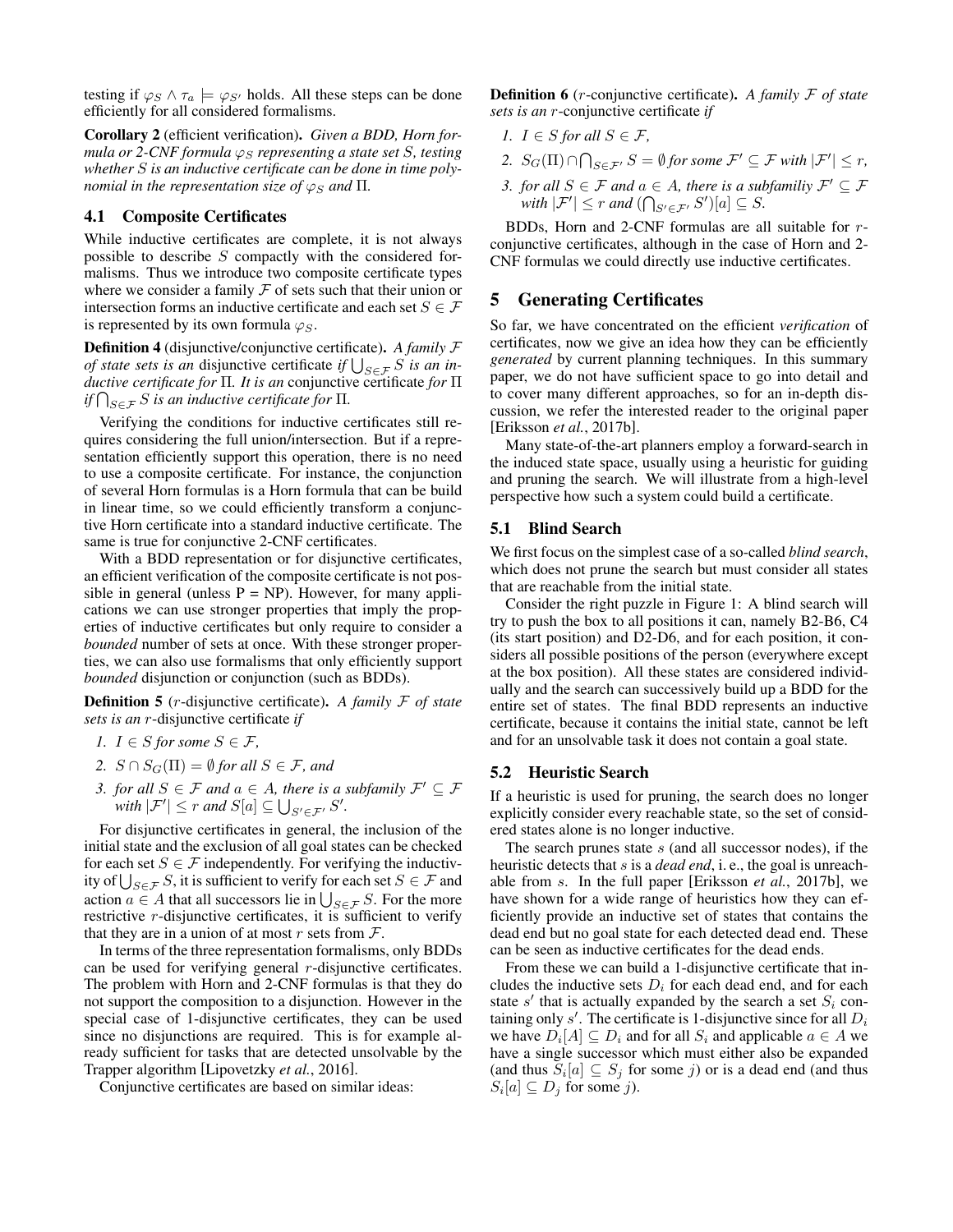testing if $\varphi_S \wedge \tau_a \models \varphi_{S'}$ holds. All these steps can be done efficiently for all considered formalisms.

**Corollary 2** (efficient verification). *Given a BDD, Horn formula or 2-CNF formula $\varphi_S$ representing a state set $S$, testing whether $S$ is an inductive certificate can be done in time polynomial in the representation size of $\varphi_S$ and $\Pi$.*

### 4.1 Composite Certificates

While inductive certificates are complete, it is not always possible to describe $S$ compactly with the considered formalisms. Thus we introduce two composite certificate types where we consider a family $\mathcal{F}$ of sets such that their union or intersection forms an inductive certificate and each set $S \in \mathcal{F}$ is represented by its own formula $\varphi_S$.

**Definition 4** (disjunctive/conjunctive certificate). *A family $\mathcal{F}$ of state sets is an* disjunctive certificate *if $\bigcup_{S \in \mathcal{F}} S$ is an inductive certificate for $\Pi$. It is an* conjunctive certificate *for $\Pi$ if $\bigcap_{S \in \mathcal{F}} S$ is an inductive certificate for $\Pi$.*

Verifying the conditions for inductive certificates still requires considering the full union/intersection. But if a representation efficiently support this operation, there is no need to use a composite certificate. For instance, the conjunction of several Horn formulas is a Horn formula that can be build in linear time, so we could efficiently transform a conjunctive Horn certificate into a standard inductive certificate. The same is true for conjunctive 2-CNF certificates.

With a BDD representation or for disjunctive certificates, an efficient verification of the composite certificate is not possible in general (unless P = NP). However, for many applications we can use stronger properties that imply the properties of inductive certificates but only require to consider a *bounded* number of sets at once. With these stronger properties, we can also use formalisms that only efficiently support *bounded* disjunction or conjunction (such as BDDs).

**Definition 5** ($r$-disjunctive certificate). *A family $\mathcal{F}$ of state sets is an $r$-disjunctive certificate if*

1. *$I \in S$ for some $S \in \mathcal{F}$,*
2. *$S \cap S_G(\Pi) = \emptyset$ for all $S \in \mathcal{F}$, and*
3. *for all $S \in \mathcal{F}$ and $a \in A$, there is a subfamily $\mathcal{F}' \subseteq \mathcal{F}$ with $|\mathcal{F}'| \leq r$ and $S[a] \subseteq \bigcup_{S' \in \mathcal{F}'} S'$.*

For disjunctive certificates in general, the inclusion of the initial state and the exclusion of all goal states can be checked for each set $S \in \mathcal{F}$ independently. For verifying the inductivity of $\bigcup_{S \in \mathcal{F}} S$, it is sufficient to verify for each set $S \in \mathcal{F}$ and action $a \in A$ that all successors lie in $\bigcup_{S \in \mathcal{F}} S$. For the more restrictive $r$-disjunctive certificates, it is sufficient to verify that they are in a union of at most $r$ sets from $\mathcal{F}$.

In terms of the three representation formalisms, only BDDs can be used for verifying general $r$-disjunctive certificates. The problem with Horn and 2-CNF formulas is that they do not support the composition to a disjunction. However in the special case of 1-disjunctive certificates, they can be used since no disjunctions are required. This is for example already sufficient for tasks that are detected unsolvable by the Trapper algorithm [Lipovetzky *et al.*, 2016].

Conjunctive certificates are based on similar ideas:

**Definition 6** ($r$-conjunctive certificate). *A family $\mathcal{F}$ of state sets is an $r$-conjunctive certificate if*

1. *$I \in S$ for all $S \in \mathcal{F}$,*
2. *$S_G(\Pi) \cap \bigcap_{S \in \mathcal{F}'} S = \emptyset$ for some $\mathcal{F}' \subseteq \mathcal{F}$ with $|\mathcal{F}'| \leq r$,*
3. *for all $S \in \mathcal{F}$ and $a \in A$, there is a subfamiliy $\mathcal{F}' \subseteq \mathcal{F}$ with $|\mathcal{F}'| \leq r$ and $(\bigcap_{S' \in \mathcal{F}'} S')[a] \subseteq S$.*

BDDs, Horn and 2-CNF formulas are all suitable for $r$-conjunctive certificates, although in the case of Horn and 2-CNF formulas we could directly use inductive certificates.

## 5 Generating Certificates

So far, we have concentrated on the efficient *verification* of certificates, now we give an idea how they can be efficiently *generated* by current planning techniques. In this summary paper, we do not have sufficient space to go into detail and to cover many different approaches, so for an in-depth discussion, we refer the interested reader to the original paper [Eriksson *et al.*, 2017b].

Many state-of-the-art planners employ a forward-search in the induced state space, usually using a heuristic for guiding and pruning the search. We will illustrate from a high-level perspective how such a system could build a certificate.

### 5.1 Blind Search

We first focus on the simplest case of a so-called *blind search*, which does not prune the search but must consider all states that are reachable from the initial state.

Consider the right puzzle in Figure 1: A blind search will try to push the box to all positions it can, namely B2-B6, C4 (its start position) and D2-D6, and for each position, it considers all possible positions of the person (everywhere except at the box position). All these states are considered individually and the search can successively build up a BDD for the entire set of states. The final BDD represents an inductive certificate, because it contains the initial state, cannot be left and for an unsolvable task it does not contain a goal state.

### 5.2 Heuristic Search

If a heuristic is used for pruning, the search does no longer explicitly consider every reachable state, so the set of considered states alone is no longer inductive.

The search prunes state $s$ (and all successor nodes), if the heuristic detects that $s$ is a *dead end*, i. e., the goal is unreachable from $s$. In the full paper [Eriksson *et al.*, 2017b], we have shown for a wide range of heuristics how they can efficiently provide an inductive set of states that contains the dead end but no goal state for each detected dead end. These can be seen as inductive certificates for the dead ends.

From these we can build a 1-disjunctive certificate that includes the inductive sets $D_i$ for each dead end, and for each state $s'$ that is actually expanded by the search a set $S_i$ containing only $s'$. The certificate is 1-disjunctive since for all $D_i$ we have $D_i[A] \subseteq D_i$ and for all $S_i$ and applicable $a \in A$ we have a single successor which must either also be expanded (and thus $S_i[a] \subseteq S_j$ for some $j$) or is a dead end (and thus $S_i[a] \subseteq D_j$ for some $j$).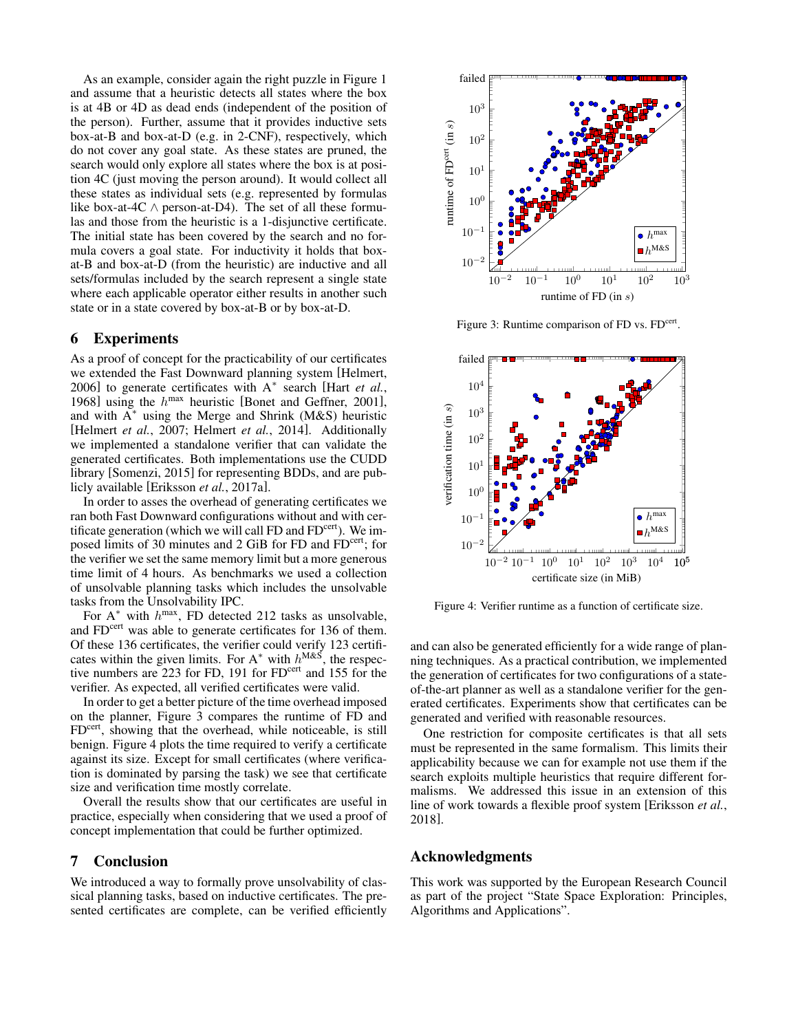As an example, consider again the right puzzle in Figure 1 and assume that a heuristic detects all states where the box is at 4B or 4D as dead ends (independent of the position of the person). Further, assume that it provides inductive sets box-at-B and box-at-D (e.g. in 2-CNF), respectively, which do not cover any goal state. As these states are pruned, the search would only explore all states where the box is at position 4C (just moving the person around). It would collect all these states as individual sets (e.g. represented by formulas like box-at-4C $\wedge$ person-at-D4). The set of all these formulas and those from the heuristic is a 1-disjunctive certificate. The initial state has been covered by the search and no formula covers a goal state. For inductivity it holds that box-at-B and box-at-D (from the heuristic) are inductive and all sets/formulas included by the search represent a single state where each applicable operator either results in another such state or in a state covered by box-at-B or by box-at-D.

## 6 Experiments

As a proof of concept for the practicability of our certificates we extended the Fast Downward planning system [Helmert, 2006] to generate certificates with A$^*$ search [Hart *et al.*, 1968] using the $h^{\max}$ heuristic [Bonet and Geffner, 2001], and with A$^*$ using the Merge and Shrink (M&S) heuristic [Helmert *et al.*, 2007; Helmert *et al.*, 2014]. Additionally we implemented a standalone verifier that can validate the generated certificates. Both implementations use the CUDD library [Somenzi, 2015] for representing BDDs, and are publicly available [Eriksson *et al.*, 2017a].

In order to asses the overhead of generating certificates we ran both Fast Downward configurations without and with certificate generation (which we will call FD and FD$^{\text{cert}}$). We imposed limits of 30 minutes and 2 GiB for FD and FD$^{\text{cert}}$; for the verifier we set the same memory limit but a more generous time limit of 4 hours. As benchmarks we used a collection of unsolvable planning tasks which includes the unsolvable tasks from the Unsolvability IPC.

For A$^*$ with $h^{\max}$, FD detected 212 tasks as unsolvable, and FD$^{\text{cert}}$ was able to generate certificates for 136 of them. Of these 136 certificates, the verifier could verify 123 certificates within the given limits. For A$^*$ with $h^{\text{M\&S}}$, the respective numbers are 223 for FD, 191 for FD$^{\text{cert}}$ and 155 for the verifier. As expected, all verified certificates were valid.

In order to get a better picture of the time overhead imposed on the planner, Figure 3 compares the runtime of FD and FD$^{\text{cert}}$, showing that the overhead, while noticeable, is still benign. Figure 4 plots the time required to verify a certificate against its size. Except for small certificates (where verification is dominated by parsing the task) we see that certificate size and verification time mostly correlate.

Overall the results show that our certificates are useful in practice, especially when considering that we used a proof of concept implementation that could be further optimized.

Figure 3: Runtime comparison of FD vs. FD$^{\text{cert}}$.

Figure 4: Verifier runtime as a function of certificate size.

## 7 Conclusion

We introduced a way to formally prove unsolvability of classical planning tasks, based on inductive certificates. The presented certificates are complete, can be verified efficiently and can also be generated efficiently for a wide range of planning techniques. As a practical contribution, we implemented the generation of certificates for two configurations of a state-of-the-art planner as well as a standalone verifier for the generated certificates. Experiments show that certificates can be generated and verified with reasonable resources.

One restriction for composite certificates is that all sets must be represented in the same formalism. This limits their applicability because we can for example not use them if the search exploits multiple heuristics that require different formalisms. We addressed this issue in an extension of this line of work towards a flexible proof system [Eriksson *et al.*, 2018].

## Acknowledgments

This work was supported by the European Research Council as part of the project "State Space Exploration: Principles, Algorithms and Applications".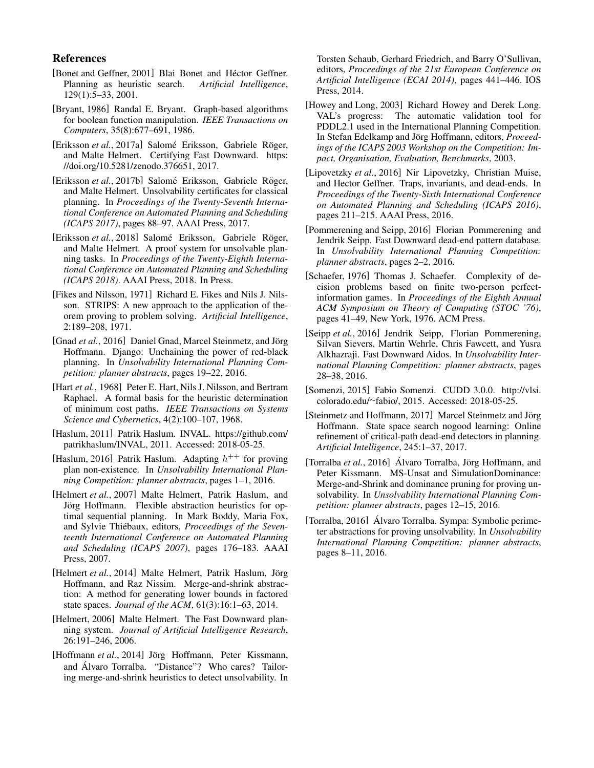## References

[Bonet and Geffner, 2001] Blai Bonet and Héctor Geffner. Planning as heuristic search. *Artificial Intelligence*, 129(1):5–33, 2001.

[Bryant, 1986] Randal E. Bryant. Graph-based algorithms for boolean function manipulation. *IEEE Transactions on Computers*, 35(8):677–691, 1986.

[Eriksson *et al.*, 2017a] Salomé Eriksson, Gabriele Röger, and Malte Helmert. Certifying Fast Downward. https://doi.org/10.5281/zenodo.376651, 2017.

[Eriksson *et al.*, 2017b] Salomé Eriksson, Gabriele Röger, and Malte Helmert. Unsolvability certificates for classical planning. In *Proceedings of the Twenty-Seventh International Conference on Automated Planning and Scheduling (ICAPS 2017)*, pages 88–97. AAAI Press, 2017.

[Eriksson *et al.*, 2018] Salomé Eriksson, Gabriele Röger, and Malte Helmert. A proof system for unsolvable planning tasks. In *Proceedings of the Twenty-Eighth International Conference on Automated Planning and Scheduling (ICAPS 2018)*. AAAI Press, 2018. In Press.

[Fikes and Nilsson, 1971] Richard E. Fikes and Nils J. Nilsson. STRIPS: A new approach to the application of theorem proving to problem solving. *Artificial Intelligence*, 2:189–208, 1971.

[Gnad *et al.*, 2016] Daniel Gnad, Marcel Steinmetz, and Jörg Hoffmann. Django: Unchaining the power of red-black planning. In *Unsolvability International Planning Competition: planner abstracts*, pages 19–22, 2016.

[Hart *et al.*, 1968] Peter E. Hart, Nils J. Nilsson, and Bertram Raphael. A formal basis for the heuristic determination of minimum cost paths. *IEEE Transactions on Systems Science and Cybernetics*, 4(2):100–107, 1968.

[Haslum, 2011] Patrik Haslum. INVAL. https://github.com/patrikhaslum/INVAL, 2011. Accessed: 2018-05-25.

[Haslum, 2016] Patrik Haslum. Adapting $h^{++}$ for proving plan non-existence. In *Unsolvability International Planning Competition: planner abstracts*, pages 1–1, 2016.

[Helmert *et al.*, 2007] Malte Helmert, Patrik Haslum, and Jörg Hoffmann. Flexible abstraction heuristics for optimal sequential planning. In Mark Boddy, Maria Fox, and Sylvie Thiébaux, editors, *Proceedings of the Seventeenth International Conference on Automated Planning and Scheduling (ICAPS 2007)*, pages 176–183. AAAI Press, 2007.

[Helmert *et al.*, 2014] Malte Helmert, Patrik Haslum, Jörg Hoffmann, and Raz Nissim. Merge-and-shrink abstraction: A method for generating lower bounds in factored state spaces. *Journal of the ACM*, 61(3):16:1–63, 2014.

[Helmert, 2006] Malte Helmert. The Fast Downward planning system. *Journal of Artificial Intelligence Research*, 26:191–246, 2006.

[Hoffmann *et al.*, 2014] Jörg Hoffmann, Peter Kissmann, and Álvaro Torralba. "Distance"? Who cares? Tailoring merge-and-shrink heuristics to detect unsolvability. In Torsten Schaub, Gerhard Friedrich, and Barry O'Sullivan, editors, *Proceedings of the 21st European Conference on Artificial Intelligence (ECAI 2014)*, pages 441–446. IOS Press, 2014.

[Howey and Long, 2003] Richard Howey and Derek Long. VAL's progress: The automatic validation tool for PDDL2.1 used in the International Planning Competition. In Stefan Edelkamp and Jörg Hoffmann, editors, *Proceedings of the ICAPS 2003 Workshop on the Competition: Impact, Organisation, Evaluation, Benchmarks*, 2003.

[Lipovetzky *et al.*, 2016] Nir Lipovetzky, Christian Muise, and Hector Geffner. Traps, invariants, and dead-ends. In *Proceedings of the Twenty-Sixth International Conference on Automated Planning and Scheduling (ICAPS 2016)*, pages 211–215. AAAI Press, 2016.

[Pommerening and Seipp, 2016] Florian Pommerening and Jendrik Seipp. Fast Downward dead-end pattern database. In *Unsolvability International Planning Competition: planner abstracts*, pages 2–2, 2016.

[Schaefer, 1976] Thomas J. Schaefer. Complexity of decision problems based on finite two-person perfect-information games. In *Proceedings of the Eighth Annual ACM Symposium on Theory of Computing (STOC '76)*, pages 41–49, New York, 1976. ACM Press.

[Seipp *et al.*, 2016] Jendrik Seipp, Florian Pommerening, Silvan Sievers, Martin Wehrle, Chris Fawcett, and Yusra Alkhazraji. Fast Downward Aidos. In *Unsolvability International Planning Competition: planner abstracts*, pages 28–38, 2016.

[Somenzi, 2015] Fabio Somenzi. CUDD 3.0.0. http://vlsi.colorado.edu/~fabio/, 2015. Accessed: 2018-05-25.

[Steinmetz and Hoffmann, 2017] Marcel Steinmetz and Jörg Hoffmann. State space search nogood learning: Online refinement of critical-path dead-end detectors in planning. *Artificial Intelligence*, 245:1–37, 2017.

[Torralba *et al.*, 2016] Álvaro Torralba, Jörg Hoffmann, and Peter Kissmann. MS-Unsat and SimulationDominance: Merge-and-Shrink and dominance pruning for proving unsolvability. In *Unsolvability International Planning Competition: planner abstracts*, pages 12–15, 2016.

[Torralba, 2016] Álvaro Torralba. Sympa: Symbolic perimeter abstractions for proving unsolvability. In *Unsolvability International Planning Competition: planner abstracts*, pages 8–11, 2016.